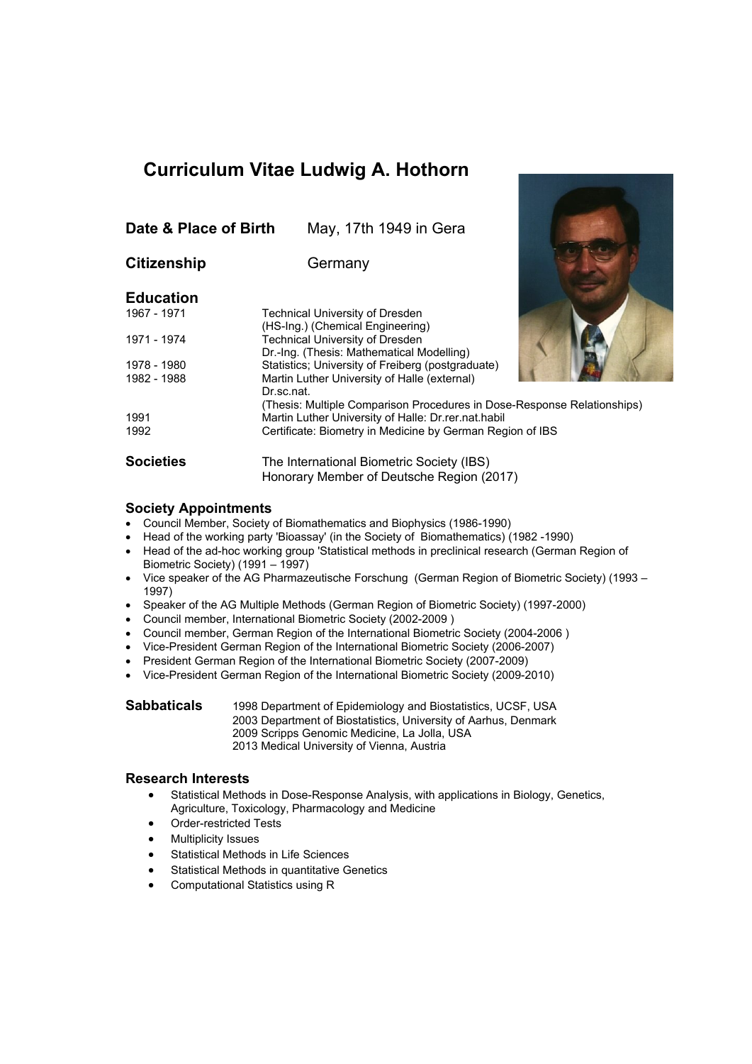# Curriculum Vitae Ludwig A. Hothorn

**Date & Place of Birth** May, 17th 1949 in Gera

**Citizenship** Germany

## Education

| | |
|---|---|
| 1967 - 1971 | Technical University of Dresden (HS-Ing.) (Chemical Engineering) |
| 1971 - 1974 | Technical University of Dresden Dr.-Ing. (Thesis: Mathematical Modelling) |
| 1978 - 1980 | Statistics; University of Freiberg (postgraduate) |
| 1982 - 1988 | Martin Luther University of Halle (external) Dr.sc.nat. (Thesis: Multiple Comparison Procedures in Dose-Response Relationships) |
| 1991 | Martin Luther University of Halle: Dr.rer.nat.habil |
| 1992 | Certificate: Biometry in Medicine by German Region of IBS |

## Societies

The International Biometric Society (IBS)
Honorary Member of Deutsche Region (2017)

## Society Appointments

- Council Member, Society of Biomathematics and Biophysics (1986-1990)
- Head of the working party 'Bioassay' (in the Society of Biomathematics) (1982 -1990)
- Head of the ad-hoc working group 'Statistical methods in preclinical research (German Region of Biometric Society) (1991 – 1997)
- Vice speaker of the AG Pharmazeutische Forschung (German Region of Biometric Society) (1993 – 1997)
- Speaker of the AG Multiple Methods (German Region of Biometric Society) (1997-2000)
- Council member, International Biometric Society (2002-2009 )
- Council member, German Region of the International Biometric Society (2004-2006 )
- Vice-President German Region of the International Biometric Society (2006-2007)
- President German Region of the International Biometric Society (2007-2009)
- Vice-President German Region of the International Biometric Society (2009-2010)

## Sabbaticals

1998 Department of Epidemiology and Biostatistics, UCSF, USA
2003 Department of Biostatistics, University of Aarhus, Denmark
2009 Scripps Genomic Medicine, La Jolla, USA
2013 Medical University of Vienna, Austria

## Research Interests

- Statistical Methods in Dose-Response Analysis, with applications in Biology, Genetics, Agriculture, Toxicology, Pharmacology and Medicine
- Order-restricted Tests
- Multiplicity Issues
- Statistical Methods in Life Sciences
- Statistical Methods in quantitative Genetics
- Computational Statistics using R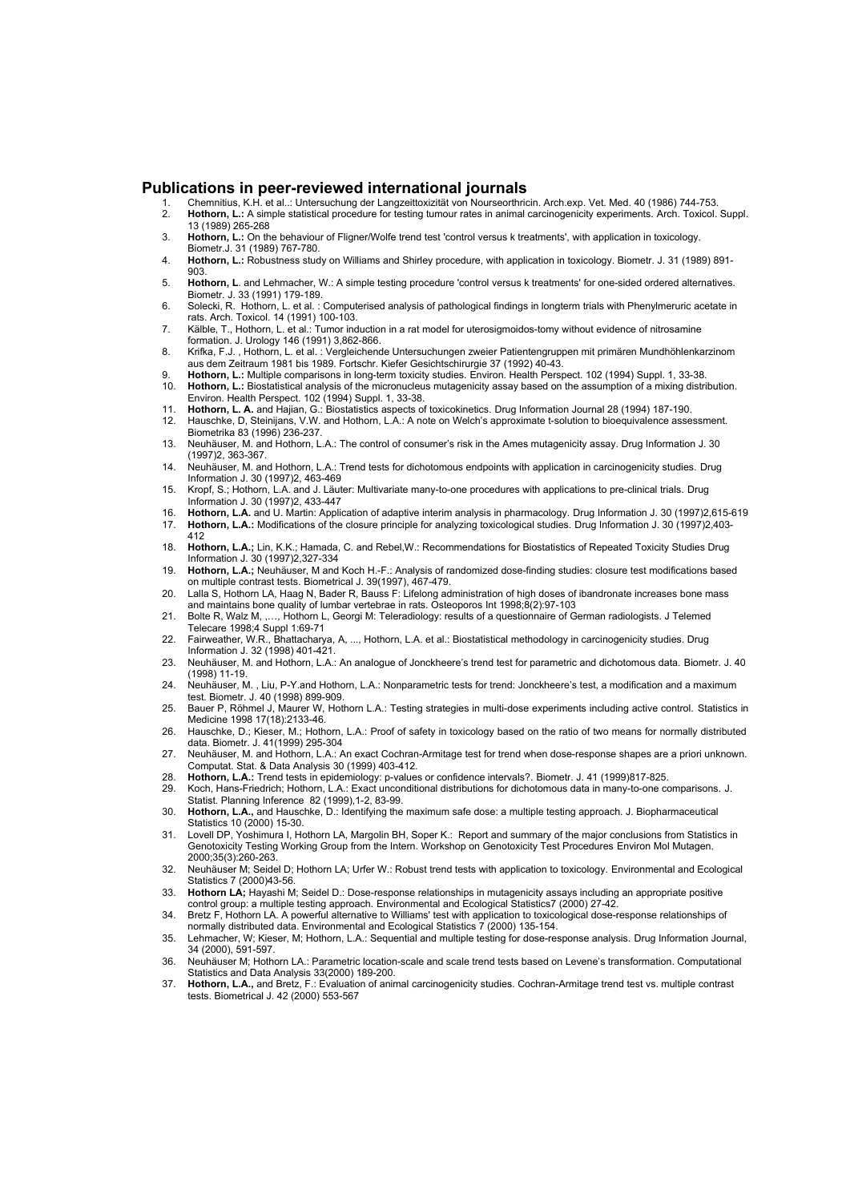## Publications in peer-reviewed international journals

1. Chemnitius, K.H. et al..: Untersuchung der Langzeittoxizität von Nourseorthricin. Arch.exp. Vet. Med. 40 (1986) 744-753.
2. **Hothorn, L.:** A simple statistical procedure for testing tumour rates in animal carcinogenicity experiments. Arch. Toxicol. Suppl. 13 (1989) 265-268
3. **Hothorn, L.:** On the behaviour of Fligner/Wolfe trend test 'control versus k treatments', with application in toxicology. Biometr.J. 31 (1989) 767-780.
4. **Hothorn, L.:** Robustness study on Williams and Shirley procedure, with application in toxicology. Biometr. J. 31 (1989) 891-903.
5. **Hothorn, L**. and Lehmacher, W.: A simple testing procedure 'control versus k treatments' for one-sided ordered alternatives. Biometr. J. 33 (1991) 179-189.
6. Solecki, R. Hothorn, L. et al. : Computerised analysis of pathological findings in longterm trials with Phenylmeruric acetate in rats. Arch. Toxicol. 14 (1991) 100-103.
7. Kälble, T., Hothorn, L. et al.: Tumor induction in a rat model for uterosigmoidos-tomy without evidence of nitrosamine formation. J. Urology 146 (1991) 3,862-866.
8. Krifka, F.J. , Hothorn, L. et al. : Vergleichende Untersuchungen zweier Patientengruppen mit primären Mundhöhlenkarzinom aus dem Zeitraum 1981 bis 1989. Fortschr. Kiefer Gesichtschirurgie 37 (1992) 40-43.
9. **Hothorn, L.:** Multiple comparisons in long-term toxicity studies. Environ. Health Perspect. 102 (1994) Suppl. 1, 33-38.
10. **Hothorn, L.:** Biostatistical analysis of the micronucleus mutagenicity assay based on the assumption of a mixing distribution. Environ. Health Perspect. 102 (1994) Suppl. 1, 33-38.
11. **Hothorn, L. A.** and Hajian, G.: Biostatistics aspects of toxicokinetics. Drug Information Journal 28 (1994) 187-190.
12. Hauschke, D, Steinijans, V.W. and Hothorn, L.A.: A note on Welch's approximate t-solution to bioequivalence assessment. Biometrika 83 (1996) 236-237.
13. Neuhäuser, M. and Hothorn, L.A.: The control of consumer's risk in the Ames mutagenicity assay. Drug Information J. 30 (1997)2, 363-367.
14. Neuhäuser, M. and Hothorn, L.A.: Trend tests for dichotomous endpoints with application in carcinogenicity studies. Drug Information J. 30 (1997)2, 463-469
15. Kropf, S.; Hothorn, L.A. and J. Läuter: Multivariate many-to-one procedures with applications to pre-clinical trials. Drug Information J. 30 (1997)2, 433-447
16. **Hothorn, L.A.** and U. Martin: Application of adaptive interim analysis in pharmacology. Drug Information J. 30 (1997)2,615-619
17. **Hothorn, L.A.:** Modifications of the closure principle for analyzing toxicological studies. Drug Information J. 30 (1997)2,403-412
18. **Hothorn, L.A.;** Lin, K.K.; Hamada, C. and Rebel,W.: Recommendations for Biostatistics of Repeated Toxicity Studies Drug Information J. 30 (1997)2,327-334
19. **Hothorn, L.A.;** Neuhäuser, M and Koch H.-F.: Analysis of randomized dose-finding studies: closure test modifications based on multiple contrast tests. Biometrical J. 39(1997), 467-479.
20. Lalla S, Hothorn LA, Haag N, Bader R, Bauss F: Lifelong administration of high doses of ibandronate increases bone mass and maintains bone quality of lumbar vertebrae in rats. Osteoporos Int 1998;8(2):97-103
21. Bolte R, Walz M, …., Hothorn L, Georgi M: Teleradiology: results of a questionnaire of German radiologists. J Telemed Telecare 1998;4 Suppl 1:69-71
22. Fairweather, W.R., Bhattacharya, A, ..., Hothorn, L.A. et al.: Biostatistical methodology in carcinogenicity studies. Drug Information J. 32 (1998) 401-421.
23. Neuhäuser, M. and Hothorn, L.A.: An analogue of Jonckheere's trend test for parametric and dichotomous data. Biometr. J. 40 (1998) 11-19.
24. Neuhäuser, M. , Liu, P-Y.and Hothorn, L.A.: Nonparametric tests for trend: Jonckheere's test, a modification and a maximum test. Biometr. J. 40 (1998) 899-909.
25. Bauer P, Röhmel J, Maurer W, Hothorn L.A.: Testing strategies in multi-dose experiments including active control. Statistics in Medicine 1998 17(18):2133-46.
26. Hauschke, D.; Kieser, M.; Hothorn, L.A.: Proof of safety in toxicology based on the ratio of two means for normally distributed data. Biometr. J. 41(1999) 295-304
27. Neuhäuser, M. and Hothorn, L.A.: An exact Cochran-Armitage test for trend when dose-response shapes are a priori unknown. Computat. Stat. & Data Analysis 30 (1999) 403-412.
28. **Hothorn, L.A.:** Trend tests in epidemiology: p-values or confidence intervals?. Biometr. J. 41 (1999)817-825.
29. Koch, Hans-Friedrich; Hothorn, L.A.: Exact unconditional distributions for dichotomous data in many-to-one comparisons. J. Statist. Planning Inference 82 (1999),1-2, 83-99.
30. **Hothorn, L.A.,** and Hauschke, D.: Identifying the maximum safe dose: a multiple testing approach. J. Biopharmaceutical Statistics 10 (2000) 15-30.
31. Lovell DP, Yoshimura I, Hothorn LA, Margolin BH, Soper K.: Report and summary of the major conclusions from Statistics in Genotoxicity Testing Working Group from the Intern. Workshop on Genotoxicity Test Procedures Environ Mol Mutagen. 2000;35(3):260-263.
32. Neuhäuser M; Seidel D; Hothorn LA; Urfer W.: Robust trend tests with application to toxicology. Environmental and Ecological Statistics 7 (2000)43-56.
33. **Hothorn LA;** Hayashi M; Seidel D.: Dose-response relationships in mutagenicity assays including an appropriate positive control group: a multiple testing approach. Environmental and Ecological Statistics7 (2000) 27-42.
34. Bretz F, Hothorn LA. A powerful alternative to Williams' test with application to toxicological dose-response relationships of normally distributed data. Environmental and Ecological Statistics 7 (2000) 135-154.
35. Lehmacher, W; Kieser, M; Hothorn, L.A.: Sequential and multiple testing for dose-response analysis. Drug Information Journal, 34 (2000), 591-597.
36. Neuhäuser M; Hothorn LA.: Parametric location-scale and scale trend tests based on Levene's transformation. Computational Statistics and Data Analysis 33(2000) 189-200.
37. **Hothorn, L.A.,** and Bretz, F.: Evaluation of animal carcinogenicity studies. Cochran-Armitage trend test vs. multiple contrast tests. Biometrical J. 42 (2000) 553-567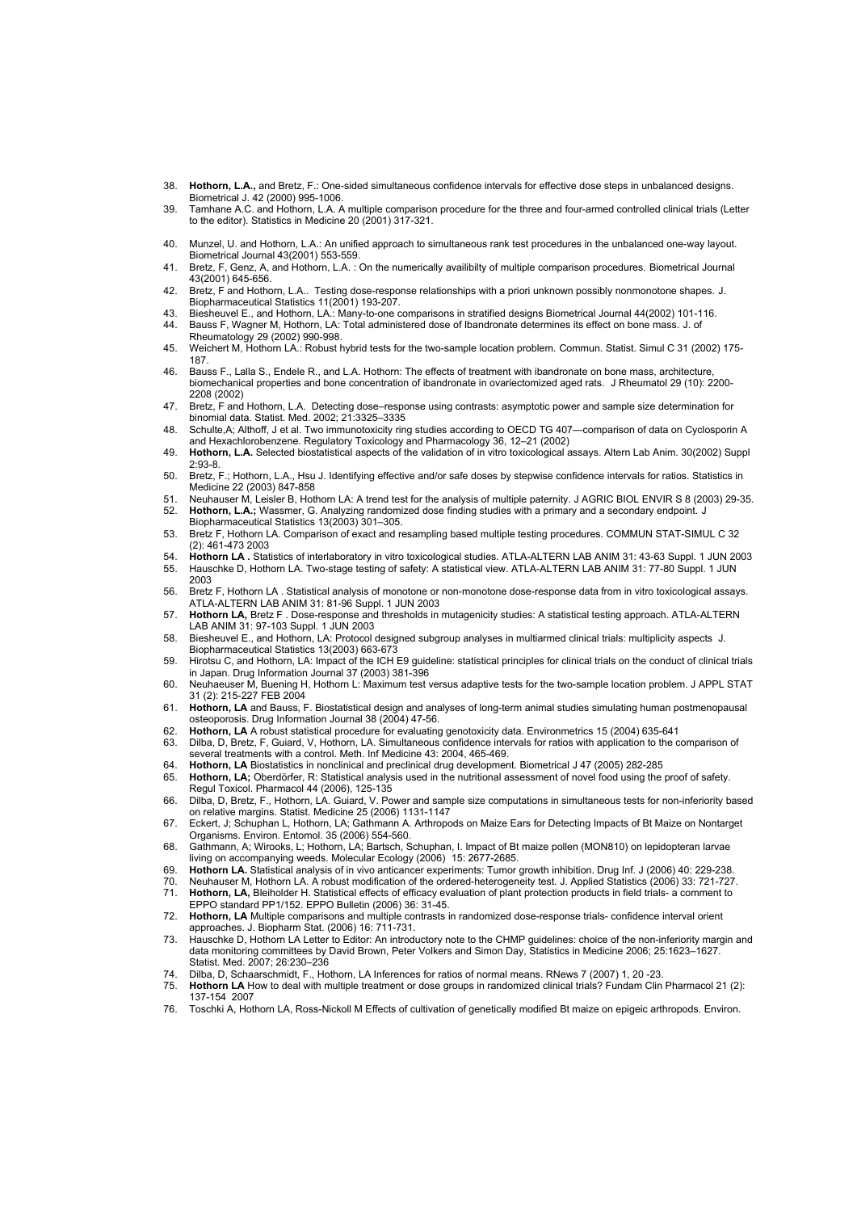38. **Hothorn, L.A.,** and Bretz, F.: One-sided simultaneous confidence intervals for effective dose steps in unbalanced designs. Biometrical J. 42 (2000) 995-1006.
39. Tamhane A.C. and Hothorn, L.A. A multiple comparison procedure for the three and four-armed controlled clinical trials (Letter to the editor). Statistics in Medicine 20 (2001) 317-321.
40. Munzel, U. and Hothorn, L.A.: An unified approach to simultaneous rank test procedures in the unbalanced one-way layout. Biometrical Journal 43(2001) 553-559.
41. Bretz, F, Genz, A, and Hothorn, L.A. : On the numerically availibilty of multiple comparison procedures. Biometrical Journal 43(2001) 645-656.
42. Bretz, F and Hothorn, L.A.. Testing dose-response relationships with a priori unknown possibly nonmonotone shapes. J. Biopharmaceutical Statistics 11(2001) 193-207.
43. Biesheuvel E., and Hothorn, LA.: Many-to-one comparisons in stratified designs Biometrical Journal 44(2002) 101-116.
44. Bauss F, Wagner M, Hothorn, LA: Total administered dose of Ibandronate determines its effect on bone mass. J. of Rheumatology 29 (2002) 990-998.
45. Weichert M, Hothorn LA.: Robust hybrid tests for the two-sample location problem. Commun. Statist. Simul C 31 (2002) 175-187.
46. Bauss F., Lalla S., Endele R., and L.A. Hothorn: The effects of treatment with ibandronate on bone mass, architecture, biomechanical properties and bone concentration of ibandronate in ovariectomized aged rats. J Rheumatol 29 (10): 2200-2208 (2002)
47. Bretz, F and Hothorn, L.A. Detecting dose–response using contrasts: asymptotic power and sample size determination for binomial data. Statist. Med. 2002; 21:3325–3335
48. Schulte,A; Althoff, J et al. Two immunotoxicity ring studies according to OECD TG 407—comparison of data on Cyclosporin A and Hexachlorobenzene. Regulatory Toxicology and Pharmacology 36, 12–21 (2002)
49. **Hothorn, L.A.** Selected biostatistical aspects of the validation of in vitro toxicological assays. Altern Lab Anim. 30(2002) Suppl 2:93-8.
50. Bretz, F.; Hothorn, L.A., Hsu J. Identifying effective and/or safe doses by stepwise confidence intervals for ratios. Statistics in Medicine 22 (2003) 847-858
51. Neuhauser M, Leisler B, Hothorn LA: A trend test for the analysis of multiple paternity. J AGRIC BIOL ENVIR S 8 (2003) 29-35.
52. **Hothorn, L.A.;** Wassmer, G. Analyzing randomized dose finding studies with a primary and a secondary endpoint. J Biopharmaceutical Statistics 13(2003) 301–305.
53. Bretz F, Hothorn LA. Comparison of exact and resampling based multiple testing procedures. COMMUN STAT-SIMUL C 32 (2): 461-473 2003
54. **Hothorn LA .** Statistics of interlaboratory in vitro toxicological studies. ATLA-ALTERN LAB ANIM 31: 43-63 Suppl. 1 JUN 2003
55. Hauschke D, Hothorn LA. Two-stage testing of safety: A statistical view. ATLA-ALTERN LAB ANIM 31: 77-80 Suppl. 1 JUN 2003
56. Bretz F, Hothorn LA . Statistical analysis of monotone or non-monotone dose-response data from in vitro toxicological assays. ATLA-ALTERN LAB ANIM 31: 81-96 Suppl. 1 JUN 2003
57. **Hothorn LA,** Bretz F . Dose-response and thresholds in mutagenicity studies: A statistical testing approach. ATLA-ALTERN LAB ANIM 31: 97-103 Suppl. 1 JUN 2003
58. Biesheuvel E., and Hothorn, LA: Protocol designed subgroup analyses in multiarmed clinical trials: multiplicity aspects J. Biopharmaceutical Statistics 13(2003) 663-673
59. Hirotsu C, and Hothorn, LA: Impact of the ICH E9 guideline: statistical principles for clinical trials on the conduct of clinical trials in Japan. Drug Information Journal 37 (2003) 381-396
60. Neuhaeuser M, Buening H, Hothorn L: Maximum test versus adaptive tests for the two-sample location problem. J APPL STAT 31 (2): 215-227 FEB 2004
61. **Hothorn, LA** and Bauss, F. Biostatistical design and analyses of long-term animal studies simulating human postmenopausal osteoporosis. Drug Information Journal 38 (2004) 47-56.
62. **Hothorn, LA** A robust statistical procedure for evaluating genotoxicity data. Environmetrics 15 (2004) 635-641
63. Dilba, D, Bretz, F, Guiard, V, Hothorn, LA. Simultaneous confidence intervals for ratios with application to the comparison of several treatments with a control. Meth. Inf Medicine 43: 2004, 465-469.
64. **Hothorn, LA** Biostatistics in nonclinical and preclinical drug development. Biometrical J 47 (2005) 282-285
65. **Hothorn, LA;** Oberdörfer, R: Statistical analysis used in the nutritional assessment of novel food using the proof of safety. Regul Toxicol. Pharmacol 44 (2006), 125-135
66. Dilba, D, Bretz, F., Hothorn, LA. Guiard, V. Power and sample size computations in simultaneous tests for non-inferiority based on relative margins. Statist. Medicine 25 (2006) 1131-1147
67. Eckert, J; Schuphan L, Hothorn, LA; Gathmann A. Arthropods on Maize Ears for Detecting Impacts of Bt Maize on Nontarget Organisms. Environ. Entomol. 35 (2006) 554-560.
68. Gathmann, A; Wirooks, L; Hothorn, LA; Bartsch, Schuphan, I. Impact of Bt maize pollen (MON810) on lepidopteran larvae living on accompanying weeds. Molecular Ecology (2006) 15: 2677-2685.
69. **Hothorn LA.** Statistical analysis of in vivo anticancer experiments: Tumor growth inhibition. Drug Inf. J (2006) 40: 229-238.
70. Neuhauser M, Hothorn LA. A robust modification of the ordered-heterogeneity test. J. Applied Statistics (2006) 33: 721-727.
71. **Hothorn, LA,** Bleiholder H. Statistical effects of efficacy evaluation of plant protection products in field trials- a comment to EPPO standard PP1/152. EPPO Bulletin (2006) 36: 31-45.
72. **Hothorn, LA** Multiple comparisons and multiple contrasts in randomized dose-response trials- confidence interval orient approaches. J. Biopharm Stat. (2006) 16: 711-731.
73. Hauschke D, Hothorn LA Letter to Editor: An introductory note to the CHMP guidelines: choice of the non-inferiority margin and data monitoring committees by David Brown, Peter Volkers and Simon Day, Statistics in Medicine 2006; 25:1623–1627. Statist. Med. 2007; 26:230–236
74. Dilba, D, Schaarschmidt, F., Hothorn, LA Inferences for ratios of normal means. RNews 7 (2007) 1, 20 -23.
75. **Hothorn LA** How to deal with multiple treatment or dose groups in randomized clinical trials? Fundam Clin Pharmacol 21 (2): 137-154 2007
76. Toschki A, Hothorn LA, Ross-Nickoll M Effects of cultivation of genetically modified Bt maize on epigeic arthropods. Environ.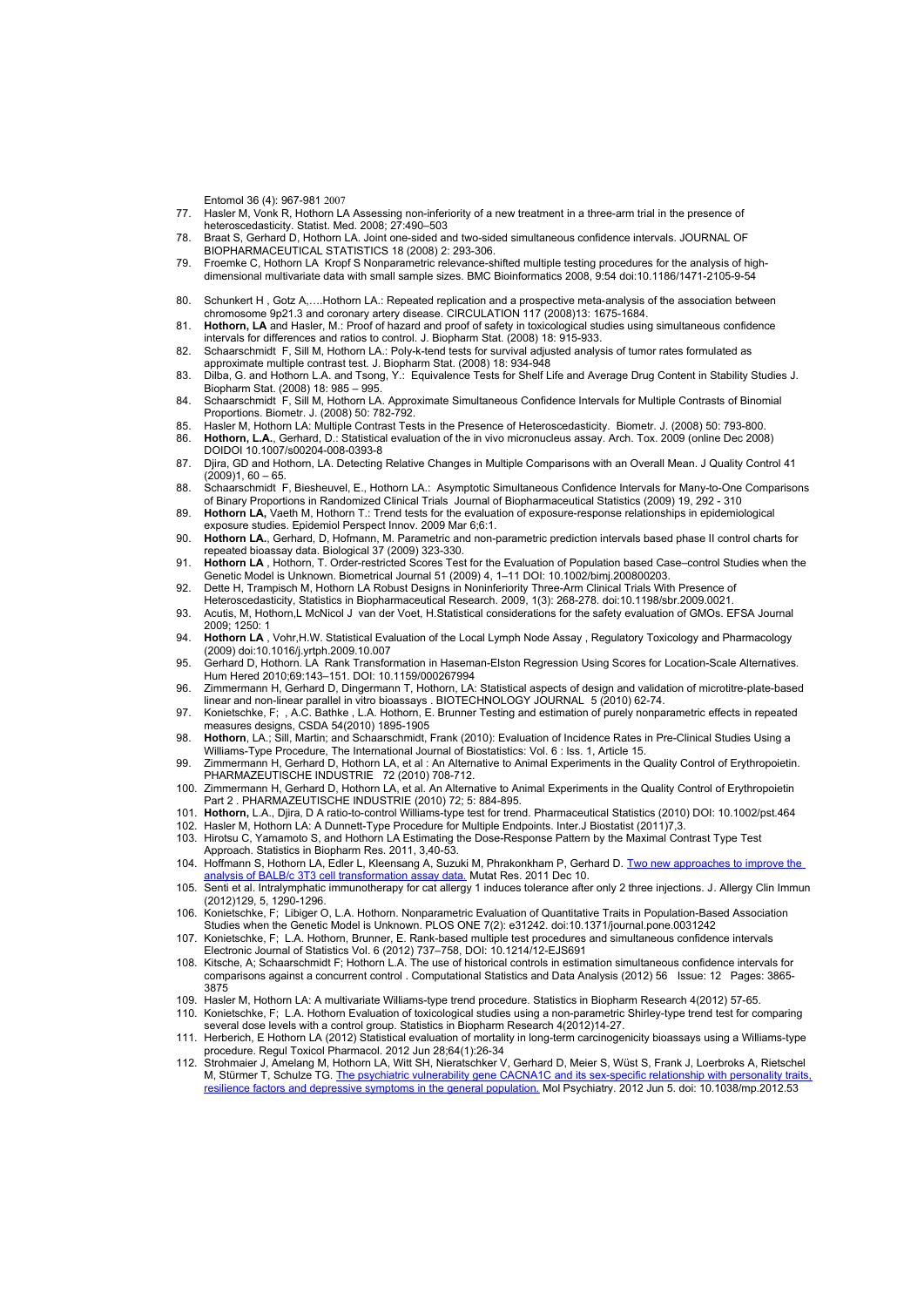Entomol 36 (4): 967-981 2007

77. Hasler M, Vonk R, Hothorn LA Assessing non-inferiority of a new treatment in a three-arm trial in the presence of heteroscedasticity. Statist. Med. 2008; 27:490–503
78. Braat S, Gerhard D, Hothorn LA. Joint one-sided and two-sided simultaneous confidence intervals. JOURNAL OF BIOPHARMACEUTICAL STATISTICS 18 (2008) 2: 293-306.
79. Froemke C, Hothorn LA Kropf S Nonparametric relevance-shifted multiple testing procedures for the analysis of high-dimensional multivariate data with small sample sizes. BMC Bioinformatics 2008, 9:54 doi:10.1186/1471-2105-9-54
80. Schunkert H , Gotz A,….Hothorn LA.: Repeated replication and a prospective meta-analysis of the association between chromosome 9p21.3 and coronary artery disease. CIRCULATION 117 (2008)13: 1675-1684.
81. **Hothorn, LA** and Hasler, M.: Proof of hazard and proof of safety in toxicological studies using simultaneous confidence intervals for differences and ratios to control. J. Biopharm Stat. (2008) 18: 915-933.
82. Schaarschmidt F, Sill M, Hothorn LA.: Poly-k-tend tests for survival adjusted analysis of tumor rates formulated as approximate multiple contrast test. J. Biopharm Stat. (2008) 18: 934-948
83. Dilba, G. and Hothorn L.A. and Tsong, Y.: Equivalence Tests for Shelf Life and Average Drug Content in Stability Studies J. Biopharm Stat. (2008) 18: 985 – 995.
84. Schaarschmidt F, Sill M, Hothorn LA. Approximate Simultaneous Confidence Intervals for Multiple Contrasts of Binomial Proportions. Biometr. J. (2008) 50: 782-792.
85. Hasler M, Hothorn LA: Multiple Contrast Tests in the Presence of Heteroscedasticity. Biometr. J. (2008) 50: 793-800.
86. **Hothorn, L.A.**, Gerhard, D.: Statistical evaluation of the in vivo micronucleus assay. Arch. Tox. 2009 (online Dec 2008) DOIDOI 10.1007/s00204-008-0393-8
87. Djira, GD and Hothorn, LA. Detecting Relative Changes in Multiple Comparisons with an Overall Mean. J Quality Control 41 (2009)1, 60 – 65.
88. Schaarschmidt F, Biesheuvel, E., Hothorn LA.: Asymptotic Simultaneous Confidence Intervals for Many-to-One Comparisons of Binary Proportions in Randomized Clinical Trials Journal of Biopharmaceutical Statistics (2009) 19, 292 - 310
89. **Hothorn LA,** Vaeth M, Hothorn T.: Trend tests for the evaluation of exposure-response relationships in epidemiological exposure studies. Epidemiol Perspect Innov. 2009 Mar 6;6:1.
90. **Hothorn LA.**, Gerhard, D, Hofmann, M. Parametric and non-parametric prediction intervals based phase II control charts for repeated bioassay data. Biological 37 (2009) 323-330.
91. **Hothorn LA** , Hothorn, T. Order-restricted Scores Test for the Evaluation of Population based Case–control Studies when the Genetic Model is Unknown. Biometrical Journal 51 (2009) 4, 1–11 DOI: 10.1002/bimj.200800203.
92. Dette H, Trampisch M, Hothorn LA Robust Designs in Noninferiority Three-Arm Clinical Trials With Presence of Heteroscedasticity, Statistics in Biopharmaceutical Research. 2009, 1(3): 268-278. doi:10.1198/sbr.2009.0021.
93. Acutis, M, Hothorn,L McNicol J van der Voet, H.Statistical considerations for the safety evaluation of GMOs. EFSA Journal 2009; 1250: 1
94. **Hothorn LA** , Vohr,H.W. Statistical Evaluation of the Local Lymph Node Assay , Regulatory Toxicology and Pharmacology (2009) doi:10.1016/j.yrtph.2009.10.007
95. Gerhard D, Hothorn. LA Rank Transformation in Haseman-Elston Regression Using Scores for Location-Scale Alternatives. Hum Hered 2010;69:143–151. DOI: 10.1159/000267994
96. Zimmermann H, Gerhard D, Dingermann T, Hothorn, LA: Statistical aspects of design and validation of microtitre-plate-based linear and non-linear parallel in vitro bioassays . BIOTECHNOLOGY JOURNAL 5 (2010) 62-74.
97. Konietschke, F; , A.C. Bathke , L.A. Hothorn, E. Brunner Testing and estimation of purely nonparametric effects in repeated measures designs, CSDA 54(2010) 1895-1905
98. **Hothorn**, LA.; Sill, Martin; and Schaarschmidt, Frank (2010): Evaluation of Incidence Rates in Pre-Clinical Studies Using a Williams-Type Procedure, The International Journal of Biostatistics: Vol. 6 : Iss. 1, Article 15.
99. Zimmermann H, Gerhard D, Hothorn LA, et al : An Alternative to Animal Experiments in the Quality Control of Erythropoietin. PHARMAZEUTISCHE INDUSTRIE 72 (2010) 708-712.
100. Zimmermann H, Gerhard D, Hothorn LA, et al. An Alternative to Animal Experiments in the Quality Control of Erythropoietin Part 2 . PHARMAZEUTISCHE INDUSTRIE (2010) 72; 5: 884-895.
101. **Hothorn,** L.A., Djira, D A ratio-to-control Williams-type test for trend. Pharmaceutical Statistics (2010) DOI: 10.1002/pst.464
102. Hasler M, Hothorn LA: A Dunnett-Type Procedure for Multiple Endpoints. Inter.J Biostatist (2011)7,3.
103. Hirotsu C, Yamamoto S, and Hothorn LA Estimating the Dose-Response Pattern by the Maximal Contrast Type Test Approach. Statistics in Biopharm Res. 2011, 3,40-53.
104. Hoffmann S, Hothorn LA, Edler L, Kleensang A, Suzuki M, Phrakonkham P, Gerhard D. Two new approaches to improve the analysis of BALB/c 3T3 cell transformation assay data. Mutat Res. 2011 Dec 10.
105. Senti et al. Intralymphatic immunotherapy for cat allergy 1 induces tolerance after only 2 three injections. J. Allergy Clin Immun (2012)129, 5, 1290-1296.
106. Konietschke, F; Libiger O, L.A. Hothorn. Nonparametric Evaluation of Quantitative Traits in Population-Based Association Studies when the Genetic Model is Unknown. PLOS ONE 7(2): e31242. doi:10.1371/journal.pone.0031242
107. Konietschke, F; L.A. Hothorn, Brunner, E. Rank-based multiple test procedures and simultaneous confidence intervals Electronic Journal of Statistics Vol. 6 (2012) 737–758, DOI: 10.1214/12-EJS691
108. Kitsche, A; Schaarschmidt F; Hothorn L.A. The use of historical controls in estimation simultaneous confidence intervals for comparisons against a concurrent control . Computational Statistics and Data Analysis (2012) 56 Issue: 12 Pages: 3865-3875
109. Hasler M, Hothorn LA: A multivariate Williams-type trend procedure. Statistics in Biopharm Research 4(2012) 57-65.
110. Konietschke, F; L.A. Hothorn Evaluation of toxicological studies using a non-parametric Shirley-type trend test for comparing several dose levels with a control group. Statistics in Biopharm Research 4(2012)14-27.
111. Herberich, E Hothorn LA (2012) Statistical evaluation of mortality in long-term carcinogenicity bioassays using a Williams-type procedure. Regul Toxicol Pharmacol. 2012 Jun 28;64(1):26-34
112. Strohmaier J, Amelang M, Hothorn LA, Witt SH, Nieratschker V, Gerhard D, Meier S, Wüst S, Frank J, Loerbroks A, Rietschel M, Stürmer T, Schulze TG. The psychiatric vulnerability gene CACNA1C and its sex-specific relationship with personality traits, resilience factors and depressive symptoms in the general population. Mol Psychiatry. 2012 Jun 5. doi: 10.1038/mp.2012.53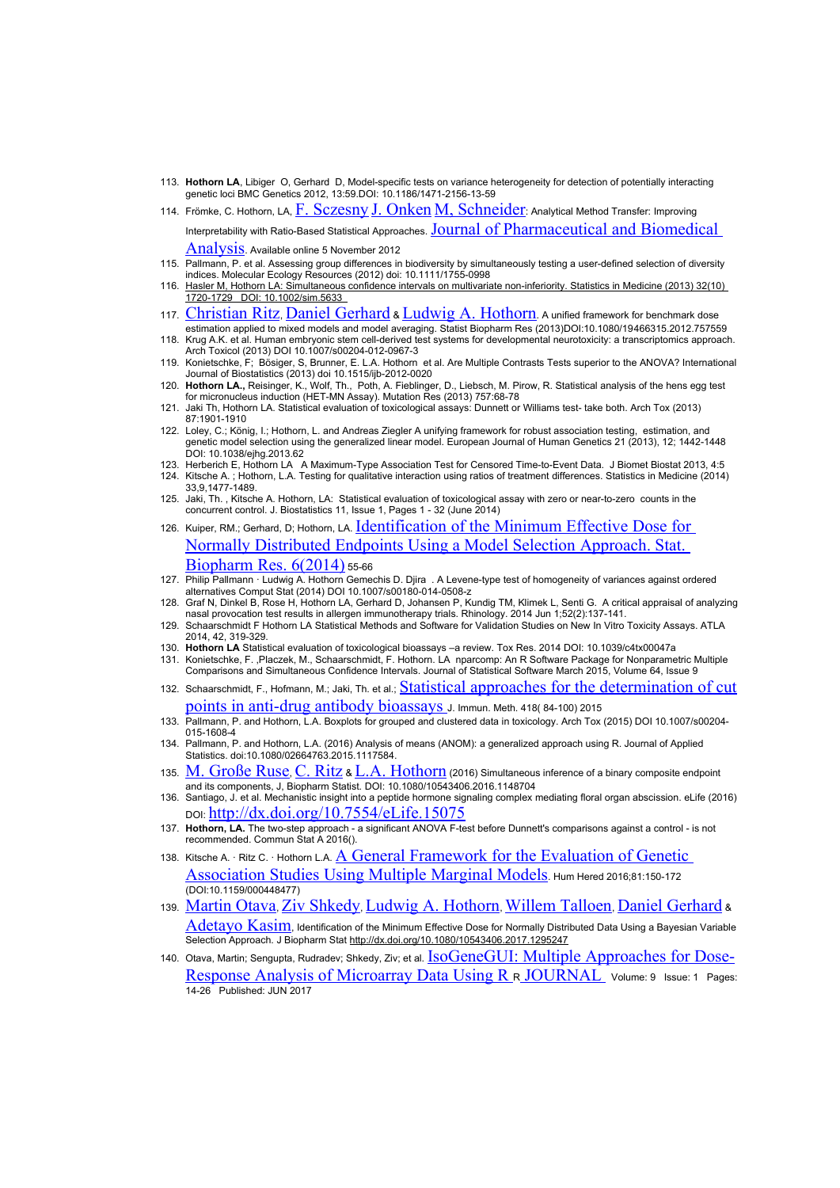113. **Hothorn LA**, Libiger O, Gerhard D, Model-specific tests on variance heterogeneity for detection of potentially interacting genetic loci BMC Genetics 2012, 13:59.DOI: 10.1186/1471-2156-13-59
114. Frömke, C. Hothorn, LA, F. Sczesny J. Onken M, Schneider: Analytical Method Transfer: Improving Interpretability with Ratio-Based Statistical Approaches. Journal of Pharmaceutical and Biomedical Analysis. Available online 5 November 2012
115. Pallmann, P. et al. Assessing group differences in biodiversity by simultaneously testing a user-defined selection of diversity indices. Molecular Ecology Resources (2012) doi: 10.1111/1755-0998
116. Hasler M, Hothorn LA: Simultaneous confidence intervals on multivariate non-inferiority. Statistics in Medicine (2013) 32(10) 1720-1729 DOI: 10.1002/sim.5633
117. Christian Ritz, Daniel Gerhard & Ludwig A. Hothorn. A unified framework for benchmark dose estimation applied to mixed models and model averaging. Statist Biopharm Res (2013)DOI:10.1080/19466315.2012.757559
118. Krug A.K. et al. Human embryonic stem cell-derived test systems for developmental neurotoxicity: a transcriptomics approach. Arch Toxicol (2013) DOI 10.1007/s00204-012-0967-3
119. Konietschke, F; Bösiger, S, Brunner, E. L.A. Hothorn et al. Are Multiple Contrasts Tests superior to the ANOVA? International Journal of Biostatistics (2013) doi 10.1515/ijb-2012-0020
120. **Hothorn LA.,** Reisinger, K., Wolf, Th., Poth, A. Fieblinger, D., Liebsch, M. Pirow, R. Statistical analysis of the hens egg test for micronucleus induction (HET-MN Assay). Mutation Res (2013) 757:68-78
121. Jaki Th, Hothorn LA. Statistical evaluation of toxicological assays: Dunnett or Williams test- take both. Arch Tox (2013) 87:1901-1910
122. Loley, C.; König, I.; Hothorn, L. and Andreas Ziegler A unifying framework for robust association testing, estimation, and genetic model selection using the generalized linear model. European Journal of Human Genetics 21 (2013), 12; 1442-1448 DOI: 10.1038/ejhg.2013.62
123. Herberich E, Hothorn LA A Maximum-Type Association Test for Censored Time-to-Event Data. J Biomet Biostat 2013, 4:5
124. Kitsche A. ; Hothorn, L.A. Testing for qualitative interaction using ratios of treatment differences. Statistics in Medicine (2014) 33,9,1477-1489.
125. Jaki, Th. , Kitsche A. Hothorn, LA: Statistical evaluation of toxicological assay with zero or near-to-zero counts in the concurrent control. J. Biostatistics 11, Issue 1, Pages 1 - 32 (June 2014)
126. Kuiper, RM.; Gerhard, D; Hothorn, LA. Identification of the Minimum Effective Dose for Normally Distributed Endpoints Using a Model Selection Approach. Stat. Biopharm Res. 6(2014) 55-66
127. Philip Pallmann · Ludwig A. Hothorn Gemechis D. Djira . A Levene-type test of homogeneity of variances against ordered alternatives Comput Stat (2014) DOI 10.1007/s00180-014-0508-z
128. Graf N, Dinkel B, Rose H, Hothorn LA, Gerhard D, Johansen P, Kundig TM, Klimek L, Senti G. A critical appraisal of analyzing nasal provocation test results in allergen immunotherapy trials. Rhinology. 2014 Jun 1;52(2):137-141.
129. Schaarschmidt F Hothorn LA Statistical Methods and Software for Validation Studies on New In Vitro Toxicity Assays. ATLA 2014, 42, 319-329.
130. **Hothorn LA** Statistical evaluation of toxicological bioassays –a review. Tox Res. 2014 DOI: 10.1039/c4tx00047a
131. Konietschke, F. ,Placzek, M., Schaarschmidt, F. Hothorn. LA nparcomp: An R Software Package for Nonparametric Multiple Comparisons and Simultaneous Confidence Intervals. Journal of Statistical Software March 2015, Volume 64, Issue 9
132. Schaarschmidt, F., Hofmann, M.; Jaki, Th. et al.; Statistical approaches for the determination of cut points in anti-drug antibody bioassays J. Immun. Meth. 418( 84-100) 2015
133. Pallmann, P. and Hothorn, L.A. Boxplots for grouped and clustered data in toxicology. Arch Tox (2015) DOI 10.1007/s00204-015-1608-4
134. Pallmann, P. and Hothorn, L.A. (2016) Analysis of means (ANOM): a generalized approach using R. Journal of Applied Statistics. doi:10.1080/02664763.2015.1117584.
135. M. Große Ruse, C. Ritz & L.A. Hothorn (2016) Simultaneous inference of a binary composite endpoint and its components, J, Biopharm Statist. DOI: 10.1080/10543406.2016.1148704
136. Santiago, J. et al. Mechanistic insight into a peptide hormone signaling complex mediating floral organ abscission. eLife (2016) DOI: http://dx.doi.org/10.7554/eLife.15075
137. **Hothorn, LA.** The two-step approach - a significant ANOVA F-test before Dunnett's comparisons against a control - is not recommended. Commun Stat A 2016().
138. Kitsche A. · Ritz C. · Hothorn L.A. A General Framework for the Evaluation of Genetic Association Studies Using Multiple Marginal Models. Hum Hered 2016;81:150-172 (DOI:10.1159/000448477)
139. Martin Otava, Ziv Shkedy, Ludwig A. Hothorn, Willem Talloen, Daniel Gerhard & Adetayo Kasim, Identification of the Minimum Effective Dose for Normally Distributed Data Using a Bayesian Variable Selection Approach. J Biopharm Stat http://dx.doi.org/10.1080/10543406.2017.1295247
140. Otava, Martin; Sengupta, Rudradev; Shkedy, Ziv; et al. IsoGeneGUI: Multiple Approaches for Dose-Response Analysis of Microarray Data Using R R JOURNAL Volume: 9 Issue: 1 Pages: 14-26 Published: JUN 2017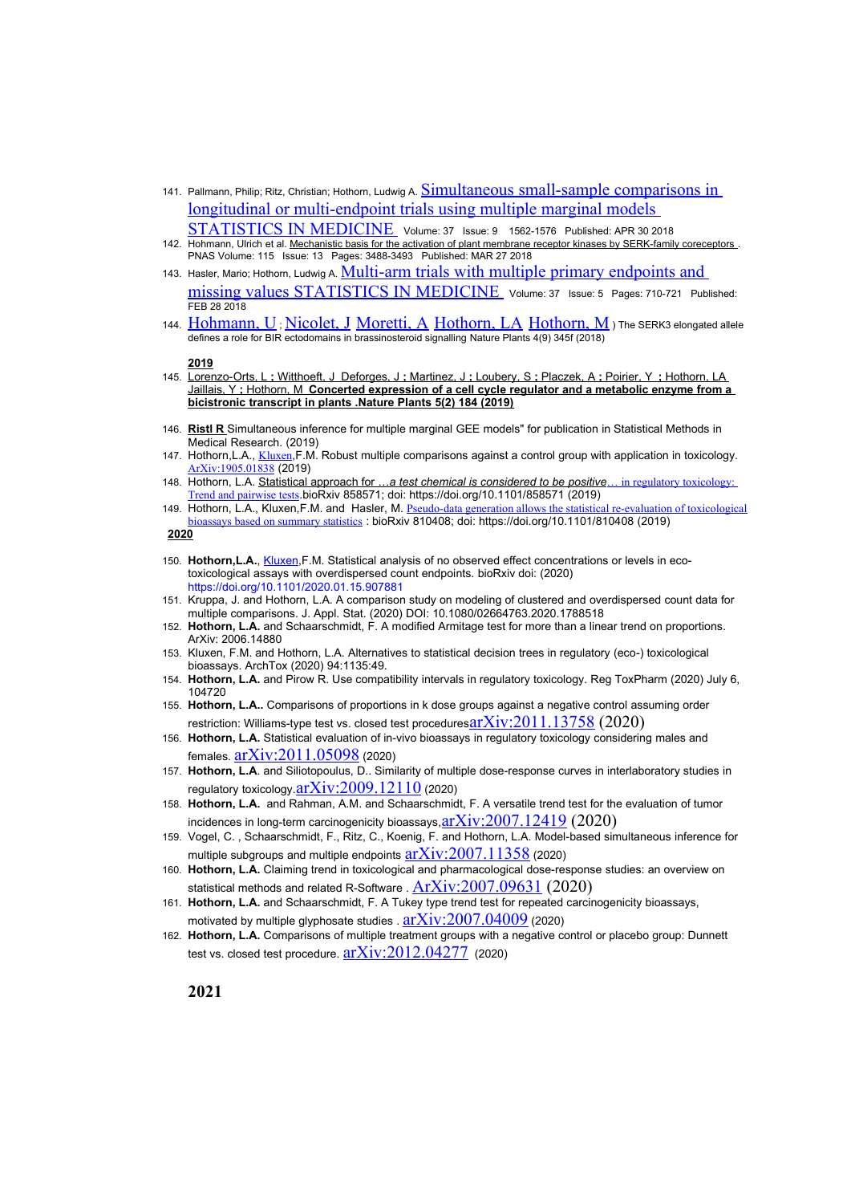141. Pallmann, Philip; Ritz, Christian; Hothorn, Ludwig A. Simultaneous small-sample comparisons in longitudinal or multi-endpoint trials using multiple marginal models STATISTICS IN MEDICINE Volume: 37 Issue: 9 1562-1576 Published: APR 30 2018
142. Hohmann, Ulrich et al. Mechanistic basis for the activation of plant membrane receptor kinases by SERK-family coreceptors . PNAS Volume: 115 Issue: 13 Pages: 3488-3493 Published: MAR 27 2018
143. Hasler, Mario; Hothorn, Ludwig A. Multi-arm trials with multiple primary endpoints and missing values STATISTICS IN MEDICINE Volume: 37 Issue: 5 Pages: 710-721 Published: FEB 28 2018
144. Hohmann, U ; Nicolet, J Moretti, A Hothorn, LA Hothorn, M ) The SERK3 elongated allele defines a role for BIR ectodomains in brassinosteroid signalling Nature Plants 4(9) 345f (2018)

**2019**

145. Lorenzo-Orts, L ; Witthoeft, J Deforges, J ; Martinez, J ; Loubery, S ; Placzek, A ; Poirier, Y ; Hothorn, LA Jaillais, Y ; Hothorn, M **Concerted expression of a cell cycle regulator and a metabolic enzyme from a bicistronic transcript in plants .Nature Plants 5(2) 184 (2019)**
146. **Ristl R** Simultaneous inference for multiple marginal GEE models" for publication in Statistical Methods in Medical Research. (2019)
147. Hothorn,L.A., Kluxen,F.M. Robust multiple comparisons against a control group with application in toxicology. ArXiv:1905.01838 (2019)
148. Hothorn, L.A. Statistical approach for *…a test chemical is considered to be positive…* in regulatory toxicology: Trend and pairwise tests.bioRxiv 858571; doi: https://doi.org/10.1101/858571 (2019)
149. Hothorn, L.A., Kluxen,F.M. and Hasler, M. Pseudo-data generation allows the statistical re-evaluation of toxicological bioassays based on summary statistics : bioRxiv 810408; doi: https://doi.org/10.1101/810408 (2019)

**2020**

150. **Hothorn,L.A.**, Kluxen,F.M. Statistical analysis of no observed effect concentrations or levels in eco-toxicological assays with overdispersed count endpoints. bioRxiv doi: (2020) https://doi.org/10.1101/2020.01.15.907881
151. Kruppa, J. and Hothorn, L.A. A comparison study on modeling of clustered and overdispersed count data for multiple comparisons. J. Appl. Stat. (2020) DOI: 10.1080/02664763.2020.1788518
152. **Hothorn, L.A.** and Schaarschmidt, F. A modified Armitage test for more than a linear trend on proportions. ArXiv: 2006.14880
153. Kluxen, F.M. and Hothorn, L.A. Alternatives to statistical decision trees in regulatory (eco-) toxicological bioassays. ArchTox (2020) 94:1135:49.
154. **Hothorn, L.A.** and Pirow R. Use compatibility intervals in regulatory toxicology. Reg ToxPharm (2020) July 6, 104720
155. **Hothorn, L.A..** Comparisons of proportions in k dose groups against a negative control assuming order restriction: Williams-type test vs. closed test procedures arXiv:2011.13758 (2020)
156. **Hothorn, L.A.** Statistical evaluation of in-vivo bioassays in regulatory toxicology considering males and females. arXiv:2011.05098 (2020)
157. **Hothorn, L.A**. and Siliotopoulus, D.. Similarity of multiple dose-response curves in interlaboratory studies in regulatory toxicology.arXiv:2009.12110 (2020)
158. **Hothorn, L.A.** and Rahman, A.M. and Schaarschmidt, F. A versatile trend test for the evaluation of tumor incidences in long-term carcinogenicity bioassays,arXiv:2007.12419 (2020)
159. Vogel, C. , Schaarschmidt, F., Ritz, C., Koenig, F. and Hothorn, L.A. Model-based simultaneous inference for multiple subgroups and multiple endpoints arXiv:2007.11358 (2020)
160. **Hothorn, L.A.** Claiming trend in toxicological and pharmacological dose-response studies: an overview on statistical methods and related R-Software . ArXiv:2007.09631 (2020)
161. **Hothorn, L.A.** and Schaarschmidt, F. A Tukey type trend test for repeated carcinogenicity bioassays, motivated by multiple glyphosate studies . arXiv:2007.04009 (2020)
162. **Hothorn, L.A.** Comparisons of multiple treatment groups with a negative control or placebo group: Dunnett test vs. closed test procedure. arXiv:2012.04277 (2020)

**2021**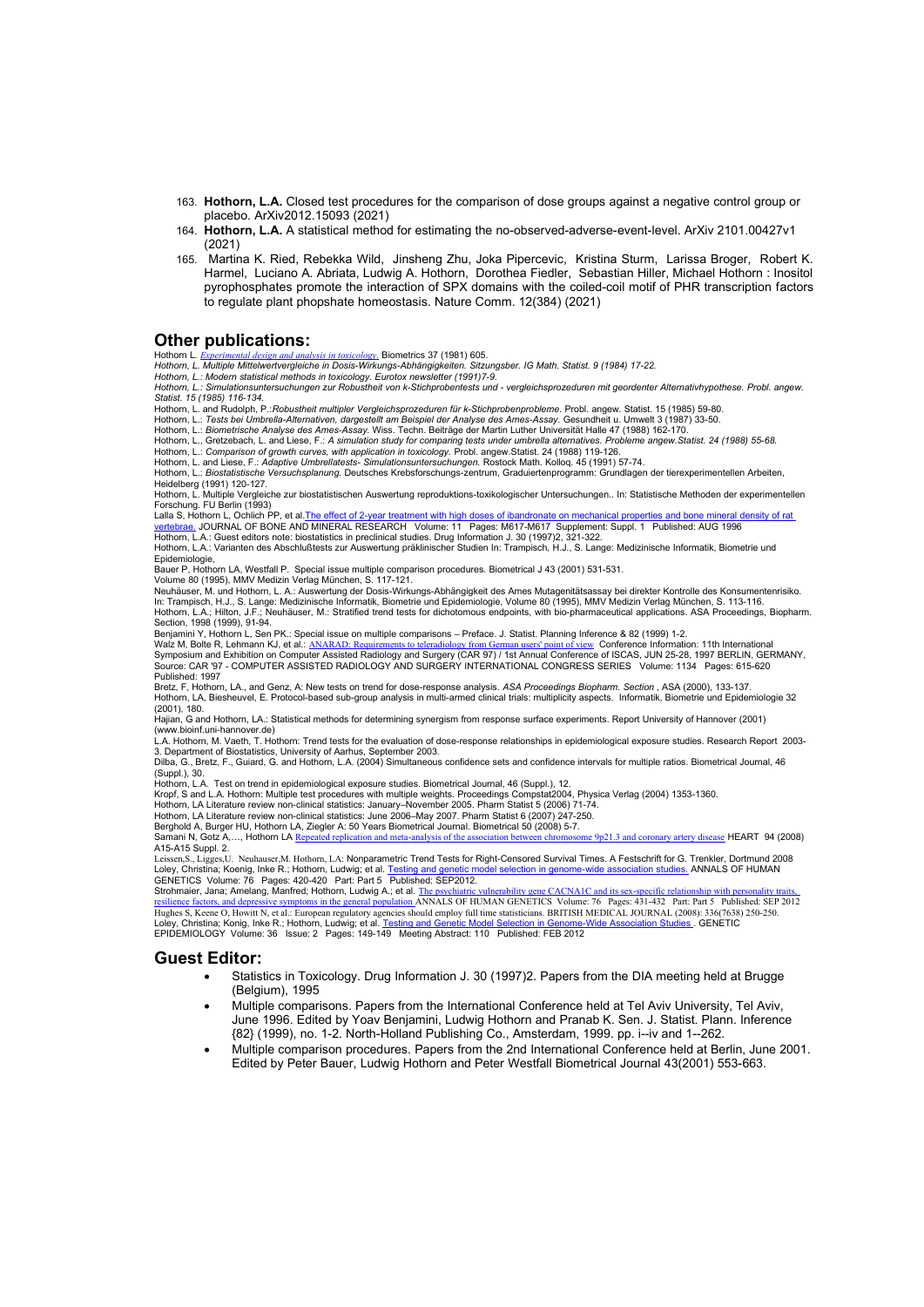163. **Hothorn, L.A.** Closed test procedures for the comparison of dose groups against a negative control group or placebo. ArXiv2012.15093 (2021)
164. **Hothorn, L.A.** A statistical method for estimating the no-observed-adverse-event-level. ArXiv 2101.00427v1 (2021)
165. Martina K. Ried, Rebekka Wild, Jinsheng Zhu, Joka Pipercevic, Kristina Sturm, Larissa Broger, Robert K. Harmel, Luciano A. Abriata, Ludwig A. Hothorn, Dorothea Fiedler, Sebastian Hiller, Michael Hothorn : Inositol pyrophosphates promote the interaction of SPX domains with the coiled-coil motif of PHR transcription factors to regulate plant phopshate homeostasis. Nature Comm. 12(384) (2021)

## Other publications:

Hothorn L. *Experimental design and analysis in toxicology*. Biometrics 37 (1981) 605.
*Hothorn, L. Multiple Mittelwertvergleiche in Dosis-Wirkungs-Abhängigkeiten. Sitzungsber. IG Math. Statist. 9 (1984) 17-22.*
*Hothorn, L.: Modern statistical methods in toxicology. Eurotox newsletter (1991)7-9.*
*Hothorn, L.: Simulationsuntersuchungen zur Robustheit von k-Stichprobentests und - vergleichsprozeduren mit geordenter Alternativhypothese. Probl. angew. Statist. 15 (1985) 116-134.*
Hothorn, L. and Rudolph, P.:*Robustheit multipler Vergleichsprozeduren für k-Stichprobenprobleme*. Probl. angew. Statist. 15 (1985) 59-80.
Hothorn, L.: *Tests bei Umbrella-Alternativen, dargestellt am Beispiel der Analyse des Ames-Assay.* Gesundheit u. Umwelt 3 (1987) 33-50.
Hothorn, L.: *Biometrische Analyse des Ames-Assay.* Wiss. Techn. Beiträge der Martin Luther Universität Halle 47 (1988) 162-170.
Hothorn, L., Gretzebach, L. and Liese, F.: *A simulation study for comparing tests under umbrella alternatives. Probleme angew.Statist. 24 (1988) 55-68.*
Hothorn, L.: *Comparison of growth curves, with application in toxicology.* Probl. angew.Statist. 24 (1988) 119-126.
Hothorn, L. and Liese, F.: *Adaptive Umbrellatests- Simulationsuntersuchungen.* Rostock Math. Kolloq. 45 (1991) 57-74.
Hothorn, L.: *Biostatistische Versuchsplanung.* Deutsches Krebsforschungs-zentrum, Graduiertenprogramm: Grundlagen der tierexperimentellen Arbeiten, Heidelberg (1991) 120-127.
Hothorn, L. Multiple Vergleiche zur biostatistischen Auswertung reproduktions-toxikologischer Untersuchungen.. In: Statistische Methoden der experimentellen Forschung. FU Berlin (1993)
Lalla S, Hothorn L, Ochlich PP, et al.The effect of 2-year treatment with high doses of ibandronate on mechanical properties and bone mineral density of rat vertebrae. JOURNAL OF BONE AND MINERAL RESEARCH Volume: 11 Pages: M617-M617 Supplement: Suppl. 1 Published: AUG 1996
Hothorn, L.A.: Guest editors note: biostatistics in preclinical studies. Drug Information J. 30 (1997)2, 321-322.
Hothorn, L.A.: Varianten des Abschlußtests zur Auswertung präklinischer Studien In: Trampisch, H.J., S. Lange: Medizinische Informatik, Biometrie und Epidemiologie,
Bauer P, Hothorn LA, Westfall P. Special issue multiple comparison procedures. Biometrical J 43 (2001) 531-531.
Volume 80 (1995), MMV Medizin Verlag München, S. 117-121.
Neuhäuser, M. und Hothorn, L. A.: Auswertung der Dosis-Wirkungs-Abhängigkeit des Ames Mutagenitätsassay bei direkter Kontrolle des Konsumentenrisiko. In: Trampisch, H.J., S. Lange: Medizinische Informatik, Biometrie und Epidemiologie, Volume 80 (1995), MMV Medizin Verlag München, S. 113-116.
Hothorn, L.A.; Hilton, J.F.; Neuhäuser, M.: Stratified trend tests for dichotomous endpoints, with bio-pharmaceutical applications. ASA Proceedings, Biopharm. Section, 1998 (1999), 91-94.
Benjamini Y, Hothorn L, Sen PK.: Special issue on multiple comparisons – Preface. J. Statist. Planning Inference & 82 (1999) 1-2.
Walz M, Bolte R, Lehmann KJ, et al.: ANARAD: Requirements to teleradiology from German users' point of view Conference Information: 11th International Symposium and Exhibition on Computer Assisted Radiology and Surgery (CAR 97) / 1st Annual Conference of ISCAS, JUN 25-28, 1997 BERLIN, GERMANY, Source: CAR '97 - COMPUTER ASSISTED RADIOLOGY AND SURGERY INTERNATIONAL CONGRESS SERIES Volume: 1134 Pages: 615-620 Published: 1997
Bretz, F, Hothorn, LA., and Genz, A: New tests on trend for dose-response analysis. *ASA Proceedings Biopharm. Section* , ASA (2000), 133-137.
Hothorn, LA, Biesheuvel, E. Protocol-based sub-group analysis in multi-armed clinical trials: multiplicity aspects. Informatik, Biometrie und Epidemiologie 32 (2001), 180.
Hajian, G and Hothorn, LA.: Statistical methods for determining synergism from response surface experiments. Report University of Hannover (2001) (www.bioinf.uni-hannover.de)
L.A. Hothorn, M. Vaeth, T. Hothorn: Trend tests for the evaluation of dose-response relationships in epidemiological exposure studies. Research Report 2003-3. Department of Biostatistics, University of Aarhus, September 2003.
Dilba, G., Bretz, F., Guiard, G. and Hothorn, L.A. (2004) Simultaneous confidence sets and confidence intervals for multiple ratios. Biometrical Journal, 46 (Suppl.), 30.
Hothorn, L.A. Test on trend in epidemiological exposure studies. Biometrical Journal, 46 (Suppl.), 12.
Kropf, S and L.A. Hothorn: Multiple test procedures with multiple weights. Proceedings Compstat2004, Physica Verlag (2004) 1353-1360.
Hothorn, LA Literature review non-clinical statistics: January–November 2005. Pharm Statist 5 (2006) 71-74.
Hothorn, LA Literature review non-clinical statistics: June 2006–May 2007. Pharm Statist 6 (2007) 247-250.
Berghold A, Burger HU, Hothorn LA, Ziegler A: 50 Years Biometrical Journal. Biometrical 50 (2008) 5-7.
Samani N, Gotz A,…, Hothorn LA Repeated replication and meta-analysis of the association between chromosome 9p21.3 and coronary artery disease HEART 94 (2008) A15-A15 Suppl. 2.
Leissen,S., Ligges,U. Neuhauser,M. Hothorn, LA: Nonparametric Trend Tests for Right-Censored Survival Times. A Festschrift for G. Trenkler, Dortmund 2008
Loley, Christina; Koenig, Inke R.; Hothorn, Ludwig; et al. Testing and genetic model selection in genome-wide association studies. ANNALS OF HUMAN GENETICS Volume: 76 Pages: 420-420 Part: Part 5 Published: SEP2012.
Strohmaier, Jana; Amelang, Manfred; Hothorn, Ludwig A.; et al. The psychiatric vulnerability gene CACNA1C and its sex-specific relationship with personality traits, resilience factors, and depressive symptoms in the general population ANNALS OF HUMAN GENETICS Volume: 76 Pages: 431-432 Part: Part 5 Published: SEP 2012
Hughes S, Keene O, Howitt N, et al.: European regulatory agencies should employ full time statisticians. BRITISH MEDICAL JOURNAL (2008): 336(7638) 250-250.
Loley, Christina; Konig, Inke R.; Hothorn, Ludwig; et al. Testing and Genetic Model Selection in Genome-Wide Association Studies . GENETIC EPIDEMIOLOGY Volume: 36 Issue: 2 Pages: 149-149 Meeting Abstract: 110 Published: FEB 2012

## Guest Editor:

- Statistics in Toxicology. Drug Information J. 30 (1997)2. Papers from the DIA meeting held at Brugge (Belgium), 1995
- Multiple comparisons. Papers from the International Conference held at Tel Aviv University, Tel Aviv, June 1996. Edited by Yoav Benjamini, Ludwig Hothorn and Pranab K. Sen. J. Statist. Plann. Inference {82} (1999), no. 1-2. North-Holland Publishing Co., Amsterdam, 1999. pp. i--iv and 1--262.
- Multiple comparison procedures. Papers from the 2nd International Conference held at Berlin, June 2001. Edited by Peter Bauer, Ludwig Hothorn and Peter Westfall Biometrical Journal 43(2001) 553-663.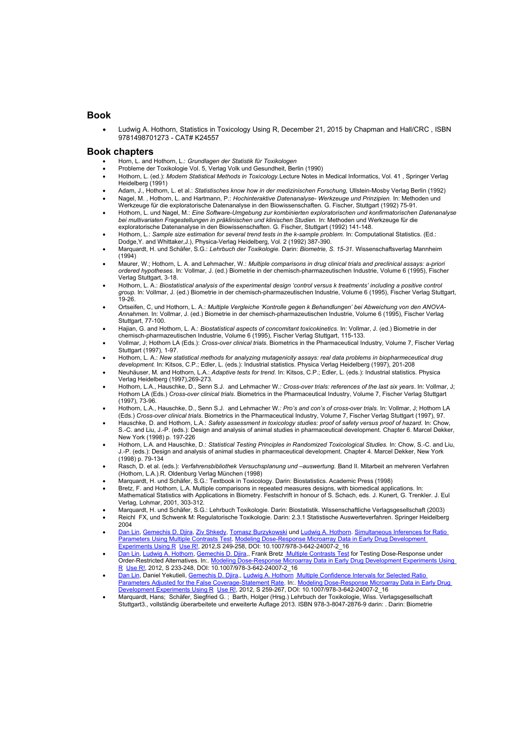## Book

- Ludwig A. Hothorn, Statistics in Toxicology Using R, December 21, 2015 by Chapman and Hall/CRC , ISBN 9781498701273 - CAT# K24557

## Book chapters

- Horn, L. and Hothorn, L.: *Grundlagen der Statistik für Toxikologen*
- Probleme der Toxikologie Vol. 5, Verlag Volk und Gesundheit, Berlin (1990)
- Hothorn, L. (ed.): *Modern Statistical Methods in Toxicology.*Lecture Notes in Medical Informatics, Vol. 41 , Springer Verlag Heidelberg (1991)
- Adam, J., Hothorn, L. et al.: *Statistisches know how in der medizinischen Forschung,* Ullstein-Mosby Verlag Berlin (1992)
- Nagel, M. , Hothorn, L. and Hartmann, P.: *Hochinteraktive Datenanalyse- Werkzeuge und Prinzipien.* In: Methoden und Werkzeuge für die exploratorische Datenanalyse in den Biowissenschaften. G. Fischer, Stuttgart (1992) 75-91.
- Hothorn, L. und Nagel, M.: *Eine Software-Umgebung zur kombinierten explorativen und konfirmatorischen Datenanalyse bei multivariaten Fragestellungen in präklinischen und klinischen Studien.* In: Methoden und Werkzeuge für die exploratorische Datenanalyse in den Biowissenschaften. G. Fischer, Stuttgart (1992) 141-148.
- Hothorn, L.: *Sample size estimation for several trend tests in the k-sample problem.* In: Computational Statistics. (Ed.: Dodge,Y. and Whittaker,J.), Physica-Verlag Heidelberg, Vol. 2 (1992) 387-390.
- Marquardt, H. und Schäfer, S.G.: *Lehrbuch der Toxikologie.* Darin: *Biometrie, S. 15-31.* Wissenschaftsverlag Mannheim (1994)
- Maurer, W.; Hothorn, L. A. and Lehmacher, W.: *Multiple comparisons in drug clinical trials and preclinical assays: a-priori ordered hypotheses*. In: Vollmar, J. (ed.) Biometrie in der chemisch-pharmazeutischen Industrie, Volume 6 (1995), Fischer Verlag Stuttgart, 3-18.
- Hothorn, L. A.: *Biostatistical analysis of the experimental design 'control versus k treatments' including a positive control group.* In: Vollmar, J. (ed.) Biometrie in der chemisch-pharmazeutischen Industrie, Volume 6 (1995), Fischer Verlag Stuttgart, 19-26.
- Ortseifen, C, und Hothorn, L. A.: *Multiple Vergleiche 'Kontrolle gegen k Behandlungen' bei Abweichung von den ANOVA-Annahmen.* In: Vollmar, J. (ed.) Biometrie in der chemisch-pharmazeutischen Industrie, Volume 6 (1995), Fischer Verlag Stuttgart, 77-100.
- Hajian, G. and Hothorn, L. A.: *Biostatistical aspects of concomitant toxicokinetics.* In: Vollmar, J. (ed.) Biometrie in der chemisch-pharmazeutischen Industrie, Volume 6 (1995), Fischer Verlag Stuttgart, 115-133.
- Vollmar, J; Hothorn LA (Eds.): *Cross-over clinical trials.* Biometrics in the Pharmaceutical Industry, Volume 7, Fischer Verlag Stuttgart (1997), 1-97.
- Hothorn, L. A.: *New statistical methods for analyzing mutagenicity assays: real data problems in biopharmeceutical drug development.* In: Kitsos, C.P.; Edler, L. (eds.): Industrial statistics. Physica Verlag Heidelberg (1997), 201-208
- Neuhäuser, M. and Hothorn, L.A.: *Adaptive tests for trend.* In: Kitsos, C.P.; Edler, L. (eds.): Industrial statistics. Physica Verlag Heidelberg (1997),269-273.
- Hothorn, L.A., Hauschke, D., Senn S.J. and Lehmacher W.: *Cross-over trials: references of the last six years*. In: Vollmar, J; Hothorn LA (Eds.) *Cross-over clinical trials*. Biometrics in the Pharmaceutical Industry, Volume 7, Fischer Verlag Stuttgart (1997), 73-96.
- Hothorn, L.A., Hauschke, D., Senn S.J. and Lehmacher W.: *Pro's and con's of cross-over trials.* In: Vollmar, J; Hothorn LA (Eds.) *Cross-over clinical trials*. Biometrics in the Pharmaceutical Industry, Volume 7, Fischer Verlag Stuttgart (1997), 97.
- Hauschke, D. and Hothorn, L.A.: *Safety assessment in toxicology studies: proof of safety versus proof of hazard.* In: Chow, S.-C. and Liu, J.-P. (eds.): Design and analysis of animal studies in pharmaceutical development. Chapter 6. Marcel Dekker, New York (1998) p. 197-226
- Hothorn, L.A. and Hauschke, D.: *Statistical Testing Principles in Randomized Toxicological Studies.* In: Chow, S.-C. and Liu, J.-P. (eds.): Design and analysis of animal studies in pharmaceutical development. Chapter 4. Marcel Dekker, New York (1998) p. 79-134
- Rasch, D. et al. (eds.): *Verfahrensbibliothek Versuchsplanung und –auswertung.* Band II. Mitarbeit an mehreren Verfahren (Hothorn, L.A.).R. Oldenburg Verlag München (1998)
- Marquardt, H. und Schäfer, S.G.: Textbook in Toxicology. Darin: Biostatistics. Academic Press (1998)
- Bretz, F. and Hothorn, L.A. Multiple comparisons in repeated measures designs, with biomedical applications. In: Mathematical Statistics with Applications in Biometry. Festschrift in honour of S. Schach, eds. J. Kunert, G. Trenkler. J. Eul Verlag, Lohmar, 2001, 303-312.
- Marquardt, H. und Schäfer, S.G.: Lehrbuch Toxikologie. Darin: Biostatistik. Wissenschaftliche Verlagsgesellschaft (2003)
- Reichl FX, und Schwenk M: Regulatorische Toxikologie. Darin: 2.3.1 Statistische Auswerteverfahren. Springer Heidelberg 2004
- Dan Lin, Gemechis D. Djira, Ziv Shkedy, Tomasz Burzykowski und Ludwig A. Hothorn. Simultaneous Inferences for Ratio Parameters Using Multiple Contrasts Test. Modeling Dose-Response Microarray Data in Early Drug Development Experiments Using R Use R!, 2012,S 249-258, DOI: 10.1007/978-3-642-24007-2_16
- Dan Lin, Ludwig A. Hothorn, Gemechis D. Djira,, Frank Bretz Multiple Contrasts Test for Testing Dose-Response under Order-Restricted Alternatives. In:. Modeling Dose-Response Microarray Data in Early Drug Development Experiments Using R Use R!, 2012, S 233-248, DOI: 10.1007/978-3-642-24007-2_16
- Dan Lin, Daniel Yekutieli, Gemechis D. Djira,, Ludwig A. Hothorn Multiple Confidence Intervals for Selected Ratio Parameters Adjusted for the False Coverage-Statement Rate. In:. Modeling Dose-Response Microarray Data in Early Drug Development Experiments Using R Use R!, 2012, S 259-267, DOI: 10.1007/978-3-642-24007-2_16
- Marquardt, Hans; Schäfer, Siegfried G. ; Barth, Holger (Hrsg.) Lehrbuch der Toxikologie, Wiss. Verlagsgesellschaft Stuttgart3., vollständig überarbeitete und erweiterte Auflage 2013. ISBN 978-3-8047-2876-9 darin: . Darin: Biometrie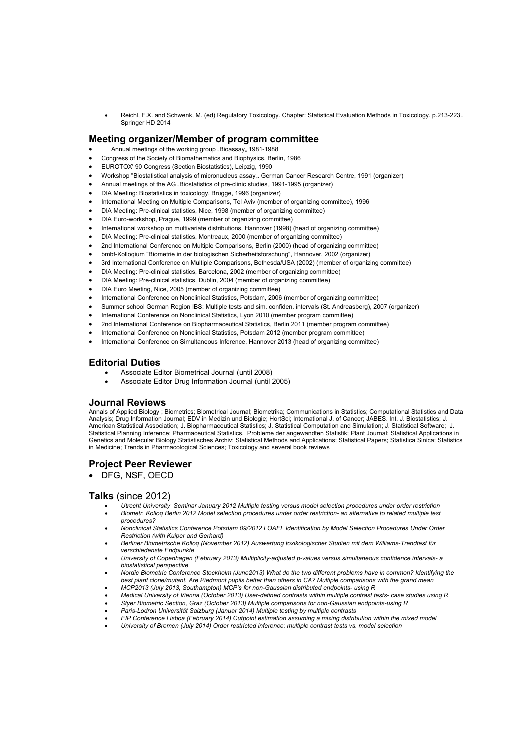- Reichl, F.X. and Schwenk, M. (ed) Regulatory Toxicology. Chapter: Statistical Evaluation Methods in Toxicology. p.213-223.. Springer HD 2014

## Meeting organizer/Member of program committee

- Annual meetings of the working group „Bioassay„ 1981-1988
- Congress of the Society of Biomathematics and Biophysics, Berlin, 1986
- EUROTOX' 90 Congress (Section Biostatistics), Leipzig, 1990
- Workshop "Biostatistical analysis of micronucleus assay„. German Cancer Research Centre, 1991 (organizer)
- Annual meetings of the AG „Biostatistics of pre-clinic studies„ 1991-1995 (organizer)
- DIA Meeting: Biostatistics in toxicology, Brugge, 1996 (organizer)
- International Meeting on Multiple Comparisons, Tel Aviv (member of organizing committee), 1996
- DIA Meeting: Pre-clinical statistics, Nice, 1998 (member of organizing committee)
- DIA Euro-workshop, Prague, 1999 (member of organizing committee)
- International workshop on multivariate distributions, Hannover (1998) (head of organizing committee)
- DIA Meeting: Pre-clinical statistics, Montreaux, 2000 (member of organizing committee)
- 2nd International Conference on Multiple Comparisons, Berlin (2000) (head of organizing committee)
- bmbf-Kolloqium "Biometrie in der biologischen Sicherheitsforschung", Hannover, 2002 (organizer)
- 3rd International Conference on Multiple Comparisons, Bethesda/USA (2002) (member of organizing committee)
- DIA Meeting: Pre-clinical statistics, Barcelona, 2002 (member of organizing committee)
- DIA Meeting: Pre-clinical statistics, Dublin, 2004 (member of organizing committee)
- DIA Euro Meeting, Nice, 2005 (member of organizing committee)
- International Conference on Nonclinical Statistics, Potsdam, 2006 (member of organizing committee)
- Summer school German Region IBS: Multiple tests and sim. confiden. intervals (St. Andreasberg), 2007 (organizer)
- International Conference on Nonclinical Statistics, Lyon 2010 (member program committee)
- 2nd International Conference on Biopharmaceutical Statistics, Berlin 2011 (member program committee)
- International Conference on Nonclinical Statistics, Potsdam 2012 (member program committee)
- International Conference on Simultaneous Inference, Hannover 2013 (head of organizing committee)

## Editorial Duties

- Associate Editor Biometrical Journal (until 2008)
- Associate Editor Drug Information Journal (until 2005)

## Journal Reviews

Annals of Applied Biology ; Biometrics; Biometrical Journal; Biometrika; Communications in Statistics; Computational Statistics and Data Analysis; Drug Information Journal; EDV in Medizin und Biologie; HortSci; International J. of Cancer; JABES. Int. J. Biostatistics; J. American Statistical Association; J. Biopharmaceutical Statistics; J. Statistical Computation and Simulation; J. Statistical Software; J. Statistical Planning Inference; Pharmaceutical Statistics, Probleme der angewandten Statistik; Plant Journal; Statistical Applications in Genetics and Molecular Biology Statistisches Archiv; Statistical Methods and Applications; Statistical Papers; Statistica Sinica; Statistics in Medicine; Trends in Pharmacologial Sciences; Toxicology and several book reviews

## Project Peer Reviewer

- DFG, NSF, OECD

## Talks (since 2012)

- *Utrecht University Seminar January 2012 Multiple testing versus model selection procedures under order restriction*
- *Biometr. Kolloq Berlin 2012 Model selection procedures under order restriction- an alternative to related multiple test procedures?*
- *Nonclinical Statistics Conference Potsdam 09/2012 LOAEL Identification by Model Selection Procedures Under Order Restriction (with Kuiper and Gerhard)*
- *Berliner Biometrische Kolloq (November 2012) Auswertung toxikologischer Studien mit dem Williams-Trendtest für verschiedenste Endpunkte*
- *University of Copenhagen (February 2013) Multiplicity-adjusted p-values versus simultaneous confidence intervals- a biostatistical perspective*
- *Nordic Biometric Conference Stockholm (June2013) What do the two different problems have in common? Identifying the best plant clone/mutant. Are Piedmont pupils better than others in CA? Multiple comparisons with the grand mean*
- *MCP2013 (July 2013, Southampton) MCP's for non-Gaussian distributed endpoints- using R*
- *Medical University of Vienna (October 2013) User-defined contrasts within multiple contrast tests- case studies using R*
- *Styer Biometric Section, Graz (October 2013) Multiple comparisons for non-Gaussian endpoints-using R*
- *Paris-Lodron Universität Salzburg (Januar 2014) Multiple testing by multiple contrasts*
- *EIP Conference Lisboa (February 2014) Cutpoint estimation assuming a mixing distribution within the mixed model*
- *University of Bremen (July 2014) Order restricted inference: multiple contrast tests vs. model selection*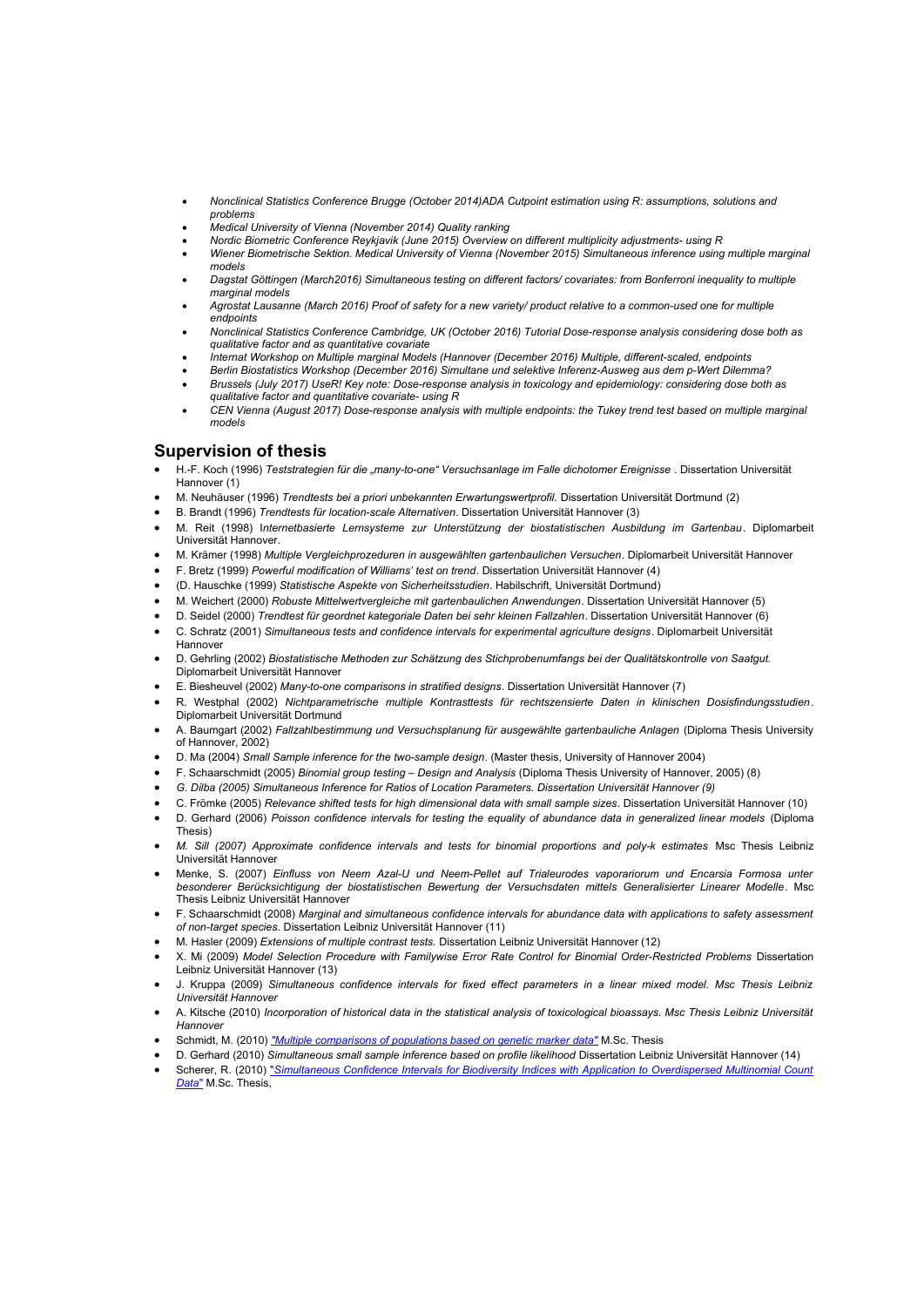- *Nonclinical Statistics Conference Brugge (October 2014)ADA Cutpoint estimation using R: assumptions, solutions and problems*
- *Medical University of Vienna (November 2014) Quality ranking*
- *Nordic Biometric Conference Reykjavik (June 2015) Overview on different multiplicity adjustments- using R*
- *Wiener Biometrische Sektion. Medical University of Vienna (November 2015) Simultaneous inference using multiple marginal models*
- *Dagstat Göttingen (March2016) Simultaneous testing on different factors/ covariates: from Bonferroni inequality to multiple marginal models*
- *Agrostat Lausanne (March 2016) Proof of safety for a new variety/ product relative to a common-used one for multiple endpoints*
- *Nonclinical Statistics Conference Cambridge, UK (October 2016) Tutorial Dose-response analysis considering dose both as qualitative factor and as quantitative covariate*
- *Internat Workshop on Multiple marginal Models (Hannover (December 2016) Multiple, different-scaled, endpoints*
- *Berlin Biostatistics Workshop (December 2016) Simultane und selektive Inferenz-Ausweg aus dem p-Wert Dilemma?*
- *Brussels (July 2017) UseR! Key note: Dose-response analysis in toxicology and epidemiology: considering dose both as qualitative factor and quantitative covariate- using R*
- *CEN Vienna (August 2017) Dose-response analysis with multiple endpoints: the Tukey trend test based on multiple marginal models*

## Supervision of thesis

- H.-F. Koch (1996) *Teststrategien für die „many-to-one" Versuchsanlage im Falle dichotomer Ereignisse* . Dissertation Universität Hannover (1)
- M. Neuhäuser (1996) *Trendtests bei a priori unbekannten Erwartungswertprofil.* Dissertation Universität Dortmund (2)
- B. Brandt (1996) *Trendtests für location-scale Alternativen*. Dissertation Universität Hannover (3)
- M. Reit (1998) I*nternetbasierte Lernsysteme zur Unterstützung der biostatistischen Ausbildung im Gartenbau*. Diplomarbeit Universität Hannover.
- M. Krämer (1998) *Multiple Vergleichprozeduren in ausgewählten gartenbaulichen Versuchen*. Diplomarbeit Universität Hannover
- F. Bretz (1999) *Powerful modification of Williams' test on trend*. Dissertation Universität Hannover (4)
- (D. Hauschke (1999) *Statistische Aspekte von Sicherheitsstudien*. Habilschrift, Universität Dortmund)
- M. Weichert (2000) *Robuste Mittelwertvergleiche mit gartenbaulichen Anwendungen*. Dissertation Universität Hannover (5)
- D. Seidel (2000) *Trendtest für geordnet kategoriale Daten bei sehr kleinen Fallzahlen*. Dissertation Universität Hannover (6)
- C. Schratz (2001) *Simultaneous tests and confidence intervals for experimental agriculture designs*. Diplomarbeit Universität Hannover
- D. Gehrling (2002) *Biostatistische Methoden zur Schätzung des Stichprobenumfangs bei der Qualitätskontrolle von Saatgut.* Diplomarbeit Universität Hannover
- E. Biesheuvel (2002) *Many-to-one comparisons in stratified designs*. Dissertation Universität Hannover (7)
- R. Westphal (2002) *Nichtparametrische multiple Kontrasttests für rechtszensierte Daten in klinischen Dosisfindungsstudien*. Diplomarbeit Universität Dortmund
- A. Baumgart (2002) *Fallzahlbestimmung und Versuchsplanung für ausgewählte gartenbauliche Anlagen* (Diploma Thesis University of Hannover, 2002)
- D. Ma (2004) *Small Sample inference for the two-sample design*. (Master thesis, University of Hannover 2004)
- F. Schaarschmidt (2005) *Binomial group testing – Design and Analysis* (Diploma Thesis University of Hannover, 2005) (8)
- *G. Dilba (2005) Simultaneous Inference for Ratios of Location Parameters. Dissertation Universität Hannover (9)*
- C. Frömke (2005) *Relevance shifted tests for high dimensional data with small sample sizes*. Dissertation Universität Hannover (10)
- D. Gerhard (2006) *Poisson confidence intervals for testing the equality of abundance data in generalized linear models* (Diploma Thesis)
- *M. Sill (2007) Approximate confidence intervals and tests for binomial proportions and poly-k estimates* Msc Thesis Leibniz Universität Hannover
- Menke, S. (2007) *Einfluss von Neem Azal-U und Neem-Pellet auf Trialeurodes vaporariorum und Encarsia Formosa unter besonderer Berücksichtigung der biostatistischen Bewertung der Versuchsdaten mittels Generalisierter Linearer Modelle*. Msc Thesis Leibniz Universität Hannover
- F. Schaarschmidt (2008) *Marginal and simultaneous confidence intervals for abundance data with applications to safety assessment of non-target species*. Dissertation Leibniz Universität Hannover (11)
- M. Hasler (2009) *Extensions of multiple contrast tests.* Dissertation Leibniz Universität Hannover (12)
- X. Mi (2009) *Model Selection Procedure with Familywise Error Rate Control for Binomial Order-Restricted Problems* Dissertation Leibniz Universität Hannover (13)
- J. Kruppa (2009) *Simultaneous confidence intervals for fixed effect parameters in a linear mixed model. Msc Thesis Leibniz Universität Hannover*
- A. Kitsche (2010) *Incorporation of historical data in the statistical analysis of toxicological bioassays. Msc Thesis Leibniz Universität Hannover*
- Schmidt, M. (2010) *"Multiple comparisons of populations based on genetic marker data"* M.Sc. Thesis
- D. Gerhard (2010) *Simultaneous small sample inference based on profile likelihood* Dissertation Leibniz Universität Hannover (14)
- Scherer, R. (2010) "*Simultaneous Confidence Intervals for Biodiversity Indices with Application to Overdispersed Multinomial Count Data*" M.Sc. Thesis,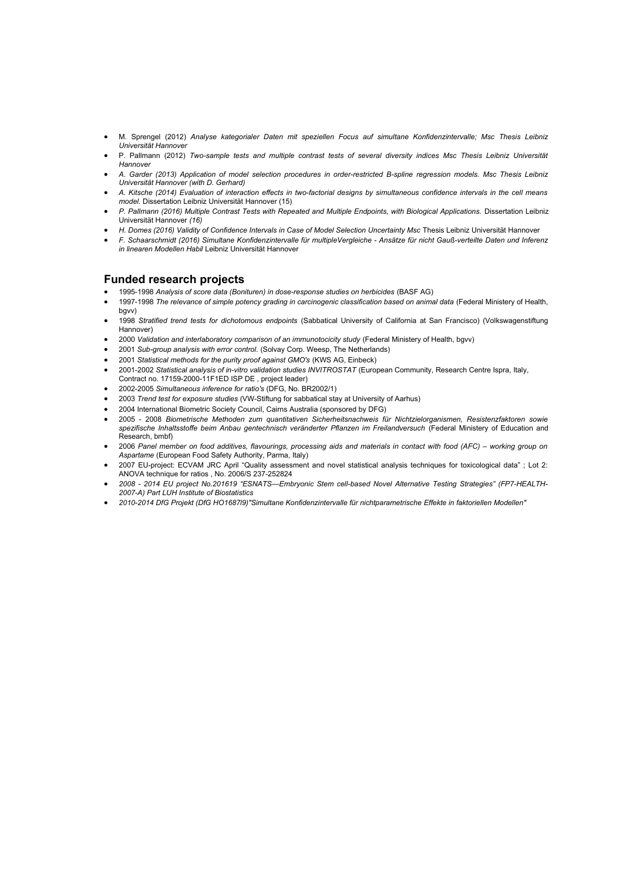- M. Sprengel (2012) *Analyse kategorialer Daten mit speziellen Focus auf simultane Konfidenzintervalle; Msc Thesis Leibniz Universität Hannover*
- P. Pallmann (2012) *Two-sample tests and multiple contrast tests of several diversity indices Msc Thesis Leibniz Universität Hannover*
- *A. Garder (2013) Application of model selection procedures in order-restricted B-spline regression models. Msc Thesis Leibniz Universität Hannover (with D. Gerhard)*
- *A. Kitsche (2014) Evaluation of interaction effects in two-factorial designs by simultaneous confidence intervals in the cell means model.* Dissertation Leibniz Universität Hannover (15)
- *P. Pallmann (2016) Multiple Contrast Tests with Repeated and Multiple Endpoints, with Biological Applications.* Dissertation Leibniz Universität Hannover *(16)*
- *H. Domes (2016) Validity of Confidence Intervals in Case of Model Selection Uncertainty Msc* Thesis Leibniz Universität Hannover
- *F. Schaarschmidt (2016) Simultane Konfidenzintervalle für multipleVergleiche - Ansätze für nicht Gauß-verteilte Daten und Inferenz in linearen Modellen Habil* Leibniz Universität Hannover

## Funded research projects

- 1995-1998 *Analysis of score data (Bonituren) in dose-response studies on herbicides* (BASF AG)
- 1997-1998 *The relevance of simple potency grading in carcinogenic classification based on animal data* (Federal Ministery of Health, bgvv)
- 1998 *Stratified trend tests for dichotomous endpoints* (Sabbatical University of California at San Francisco) (Volkswagenstiftung Hannover)
- 2000 *Validation and interlaboratory comparison of an immunotocicity study* (Federal Ministery of Health, bgvv)
- 2001 *Sub-group analysis with error control.* (Solvay Corp. Weesp, The Netherlands)
- 2001 *Statistical methods for the purity proof against GMO's* (KWS AG, Einbeck)
- 2001-2002 *Statistical analysis of in-vitro validation studies INVITROSTAT* (European Community, Research Centre Ispra, Italy, Contract no. 17159-2000-11F1ED ISP DE , project leader)
- 2002-2005 *Simultaneous inference for ratio's* (DFG, No. BR2002/1)
- 2003 *Trend test for exposure studies* (VW-Stiftung for sabbatical stay at University of Aarhus)
- 2004 International Biometric Society Council, Cairns Australia (sponsored by DFG)
- 2005 - 2008 *Biometrische Methoden zum quantitativen Sicherheitsnachweis für Nichtzielorganismen, Resistenzfaktoren sowie spezifische Inhaltsstoffe beim Anbau gentechnisch veränderter Pflanzen im Freilandversuch* (Federal Ministery of Education and Research, bmbf)
- 2006 *Panel member on food additives, flavourings, processing aids and materials in contact with food (AFC) – working group on Aspartame* (European Food Safety Authority, Parma, Italy)
- 2007 EU-project: ECVAM JRC April "Quality assessment and novel statistical analysis techniques for toxicological data" ; Lot 2: ANOVA technique for ratios , No. 2006/S 237-252824
- *2008 - 2014 EU project No.201619 "ESNATS—Embryonic Stem cell-based Novel Alternative Testing Strategies" (FP7-HEALTH-2007-A) Part LUH Institute of Biostatistics*
- *2010-2014 DfG Projekt (DfG HO1687l9)"Simultane Konfidenzintervalle für nichtparametrische Effekte in faktoriellen Modellen"*